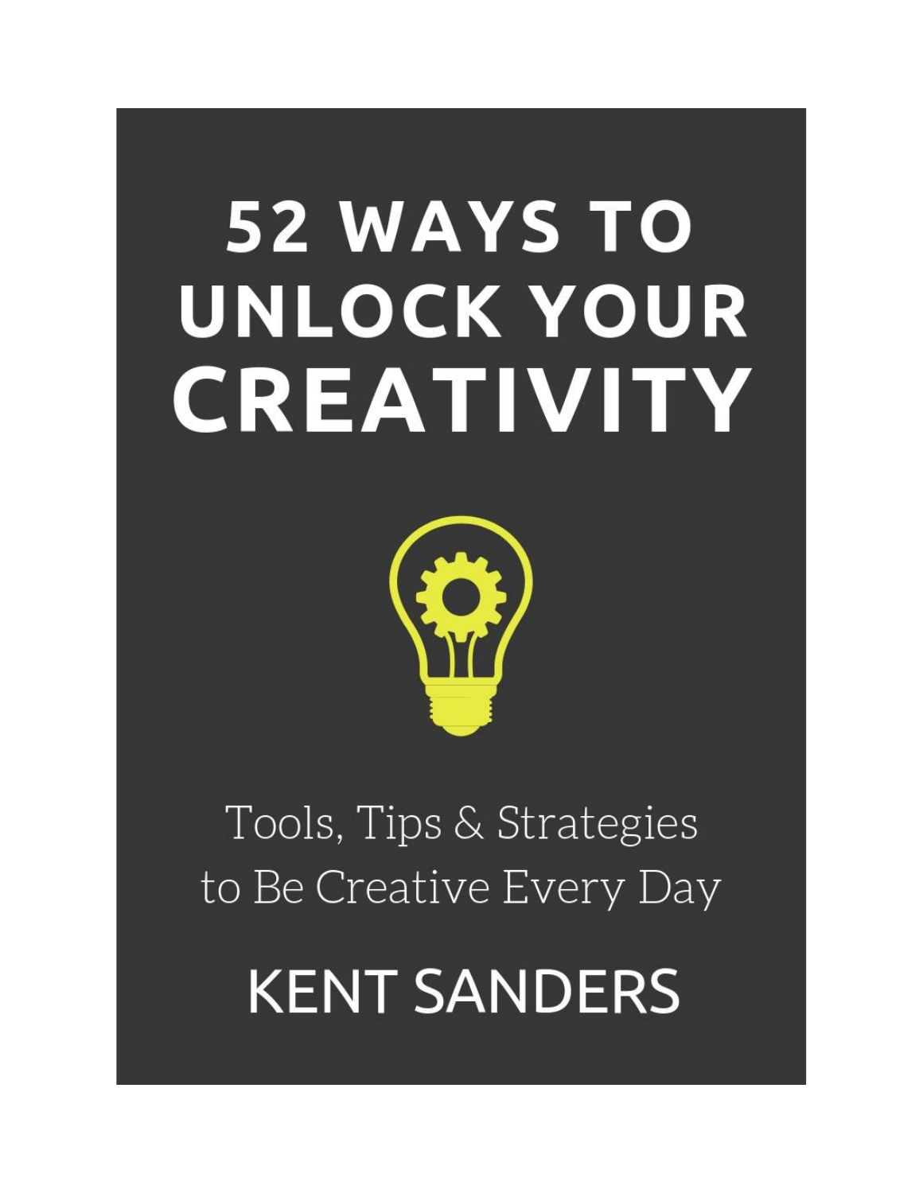# 52 WAYS TO UNLOCK YOUR CREATIVITY

Tools, Tips & Strategies to Be Creative Every Day

KENT SANDERS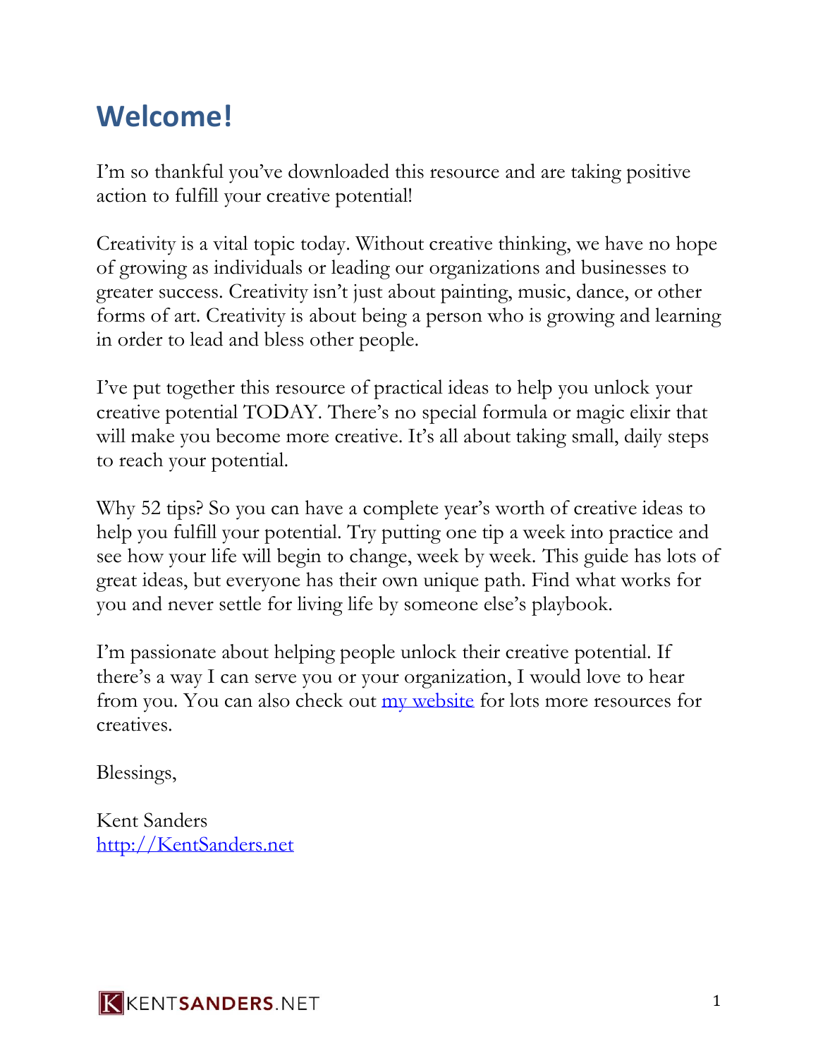# Welcome!

I'm so thankful you've downloaded this resource and are taking positive action to fulfill your creative potential!

Creativity is a vital topic today. Without creative thinking, we have no hope of growing as individuals or leading our organizations and businesses to greater success. Creativity isn't just about painting, music, dance, or other forms of art. Creativity is about being a person who is growing and learning in order to lead and bless other people.

I've put together this resource of practical ideas to help you unlock your creative potential TODAY. There's no special formula or magic elixir that will make you become more creative. It's all about taking small, daily steps to reach your potential.

Why 52 tips? So you can have a complete year's worth of creative ideas to help you fulfill your potential. Try putting one tip a week into practice and see how your life will begin to change, week by week. This guide has lots of great ideas, but everyone has their own unique path. Find what works for you and never settle for living life by someone else's playbook.

I'm passionate about helping people unlock their creative potential. If there's a way I can serve you or your organization, I would love to hear from you. You can also check out [my website](http://KentSanders.net) for lots more resources for creatives.

Blessings,

Kent Sanders
[http://KentSanders.net](http://KentSanders.net)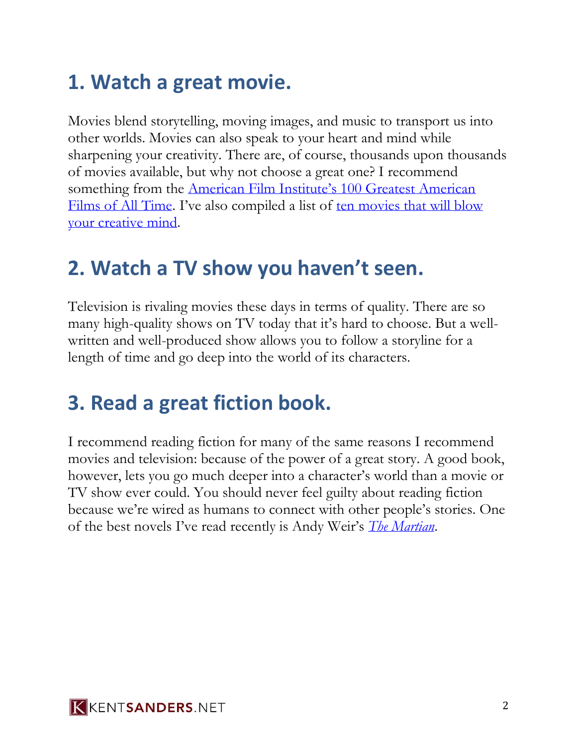## 1. Watch a great movie.

Movies blend storytelling, moving images, and music to transport us into other worlds. Movies can also speak to your heart and mind while sharpening your creativity. There are, of course, thousands upon thousands of movies available, but why not choose a great one? I recommend something from the American Film Institute's 100 Greatest American Films of All Time. I've also compiled a list of ten movies that will blow your creative mind.

## 2. Watch a TV show you haven't seen.

Television is rivaling movies these days in terms of quality. There are so many high-quality shows on TV today that it's hard to choose. But a well-written and well-produced show allows you to follow a storyline for a length of time and go deep into the world of its characters.

## 3. Read a great fiction book.

I recommend reading fiction for many of the same reasons I recommend movies and television: because of the power of a great story. A good book, however, lets you go much deeper into a character's world than a movie or TV show ever could. You should never feel guilty about reading fiction because we're wired as humans to connect with other people's stories. One of the best novels I've read recently is Andy Weir's *The Martian*.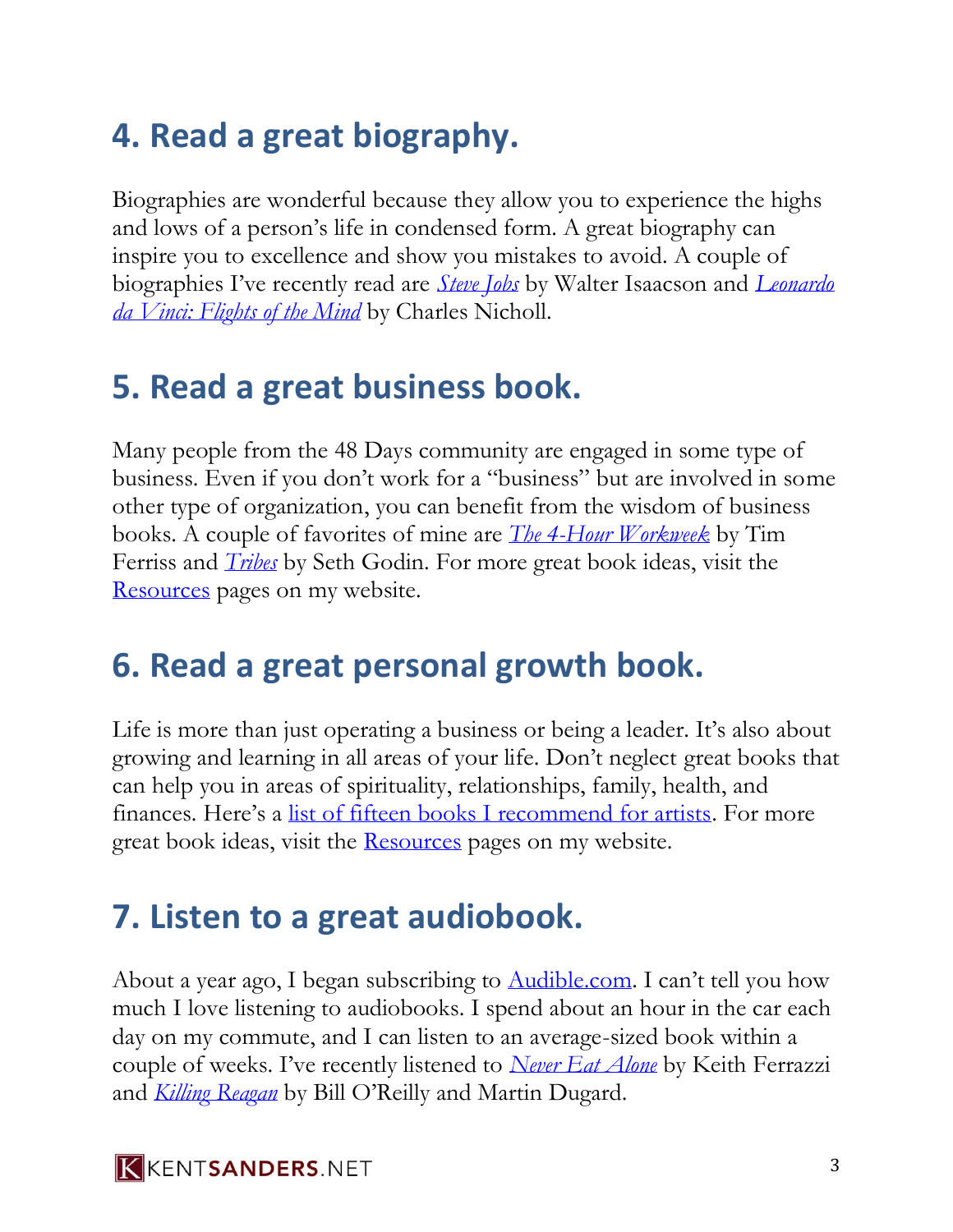## 4. Read a great biography.

Biographies are wonderful because they allow you to experience the highs and lows of a person's life in condensed form. A great biography can inspire you to excellence and show you mistakes to avoid. A couple of biographies I've recently read are *Steve Jobs* by Walter Isaacson and *Leonardo da Vinci: Flights of the Mind* by Charles Nicholl.

## 5. Read a great business book.

Many people from the 48 Days community are engaged in some type of business. Even if you don't work for a "business" but are involved in some other type of organization, you can benefit from the wisdom of business books. A couple of favorites of mine are *The 4-Hour Workweek* by Tim Ferriss and *Tribes* by Seth Godin. For more great book ideas, visit the Resources pages on my website.

## 6. Read a great personal growth book.

Life is more than just operating a business or being a leader. It's also about growing and learning in all areas of your life. Don't neglect great books that can help you in areas of spirituality, relationships, family, health, and finances. Here's a list of fifteen books I recommend for artists. For more great book ideas, visit the Resources pages on my website.

## 7. Listen to a great audiobook.

About a year ago, I began subscribing to Audible.com. I can't tell you how much I love listening to audiobooks. I spend about an hour in the car each day on my commute, and I can listen to an average-sized book within a couple of weeks. I've recently listened to *Never Eat Alone* by Keith Ferrazzi and *Killing Reagan* by Bill O'Reilly and Martin Dugard.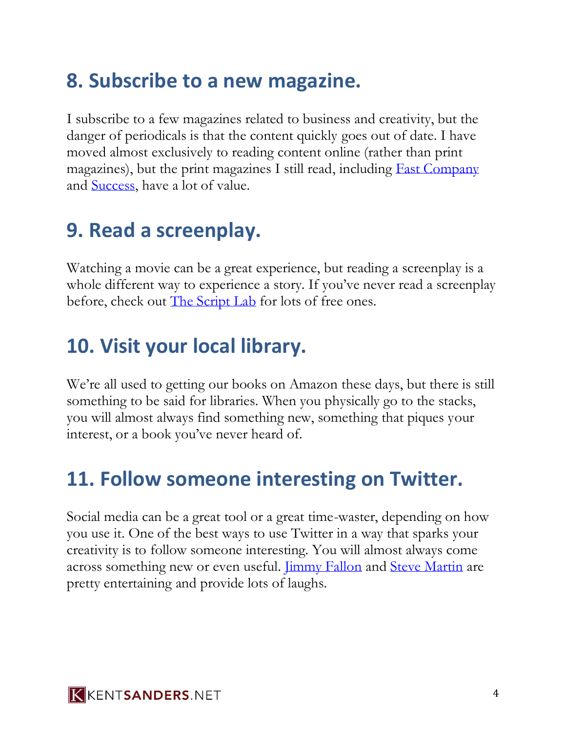## 8. Subscribe to a new magazine.

I subscribe to a few magazines related to business and creativity, but the danger of periodicals is that the content quickly goes out of date. I have moved almost exclusively to reading content online (rather than print magazines), but the print magazines I still read, including Fast Company and Success, have a lot of value.

## 9. Read a screenplay.

Watching a movie can be a great experience, but reading a screenplay is a whole different way to experience a story. If you've never read a screenplay before, check out The Script Lab for lots of free ones.

## 10. Visit your local library.

We're all used to getting our books on Amazon these days, but there is still something to be said for libraries. When you physically go to the stacks, you will almost always find something new, something that piques your interest, or a book you've never heard of.

## 11. Follow someone interesting on Twitter.

Social media can be a great tool or a great time-waster, depending on how you use it. One of the best ways to use Twitter in a way that sparks your creativity is to follow someone interesting. You will almost always come across something new or even useful. Jimmy Fallon and Steve Martin are pretty entertaining and provide lots of laughs.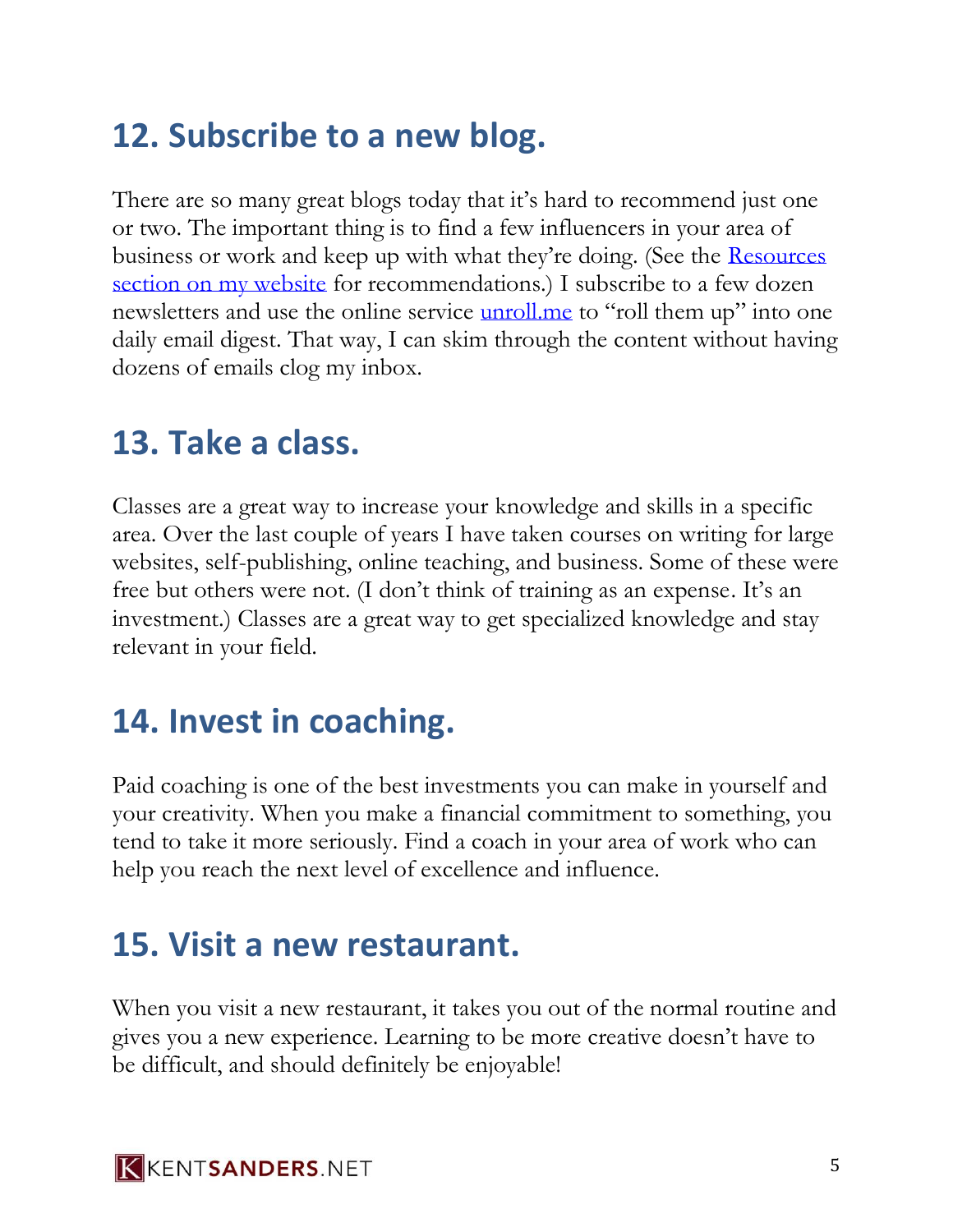## 12. Subscribe to a new blog.

There are so many great blogs today that it's hard to recommend just one or two. The important thing is to find a few influencers in your area of business or work and keep up with what they're doing. (See the Resources section on my website for recommendations.) I subscribe to a few dozen newsletters and use the online service unroll.me to "roll them up" into one daily email digest. That way, I can skim through the content without having dozens of emails clog my inbox.

## 13. Take a class.

Classes are a great way to increase your knowledge and skills in a specific area. Over the last couple of years I have taken courses on writing for large websites, self-publishing, online teaching, and business. Some of these were free but others were not. (I don't think of training as an expense. It's an investment.) Classes are a great way to get specialized knowledge and stay relevant in your field.

## 14. Invest in coaching.

Paid coaching is one of the best investments you can make in yourself and your creativity. When you make a financial commitment to something, you tend to take it more seriously. Find a coach in your area of work who can help you reach the next level of excellence and influence.

## 15. Visit a new restaurant.

When you visit a new restaurant, it takes you out of the normal routine and gives you a new experience. Learning to be more creative doesn't have to be difficult, and should definitely be enjoyable!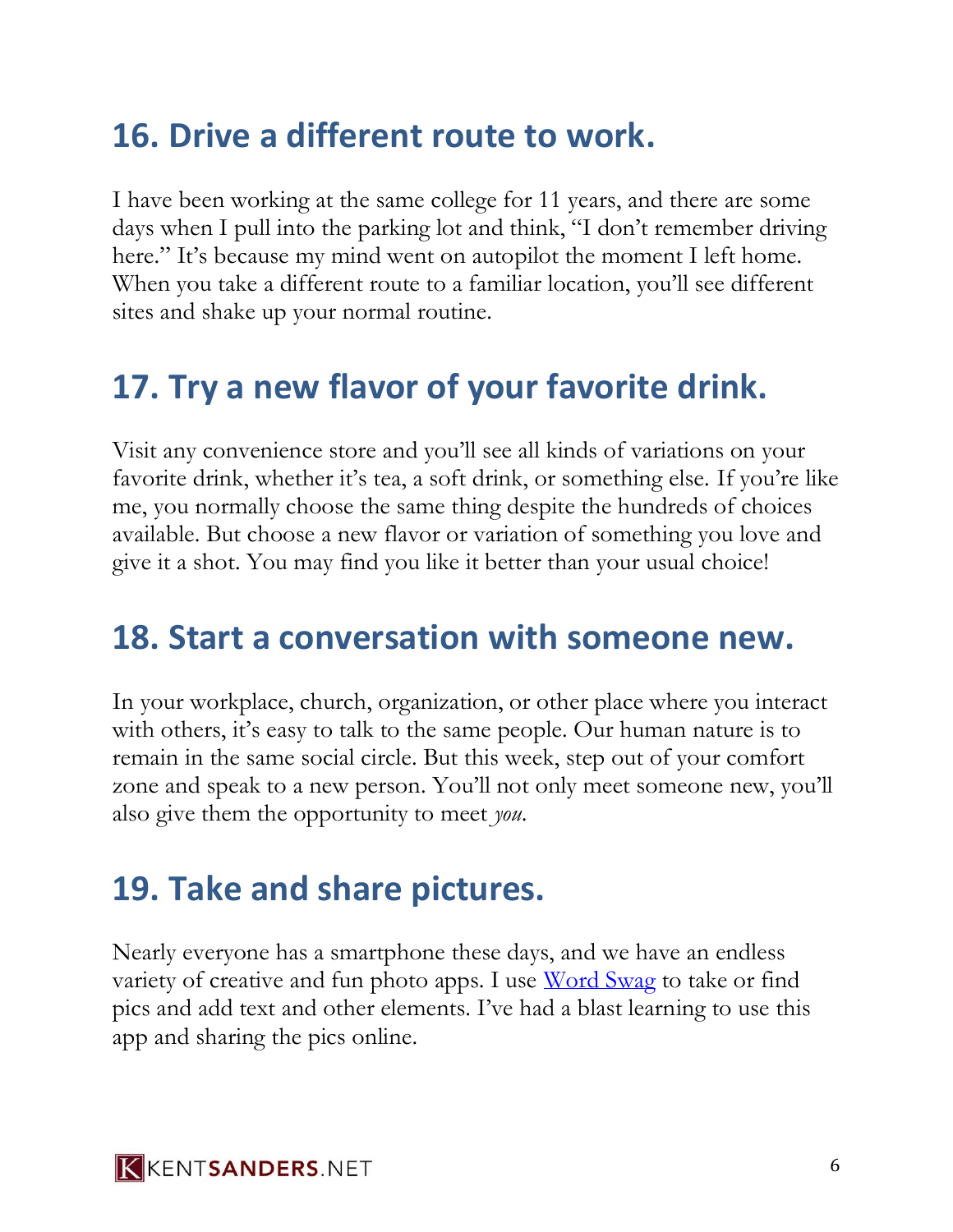## 16. Drive a different route to work.

I have been working at the same college for 11 years, and there are some days when I pull into the parking lot and think, "I don't remember driving here." It's because my mind went on autopilot the moment I left home. When you take a different route to a familiar location, you'll see different sites and shake up your normal routine.

## 17. Try a new flavor of your favorite drink.

Visit any convenience store and you'll see all kinds of variations on your favorite drink, whether it's tea, a soft drink, or something else. If you're like me, you normally choose the same thing despite the hundreds of choices available. But choose a new flavor or variation of something you love and give it a shot. You may find you like it better than your usual choice!

## 18. Start a conversation with someone new.

In your workplace, church, organization, or other place where you interact with others, it's easy to talk to the same people. Our human nature is to remain in the same social circle. But this week, step out of your comfort zone and speak to a new person. You'll not only meet someone new, you'll also give them the opportunity to meet *you*.

## 19. Take and share pictures.

Nearly everyone has a smartphone these days, and we have an endless variety of creative and fun photo apps. I use [Word Swag]() to take or find pics and add text and other elements. I've had a blast learning to use this app and sharing the pics online.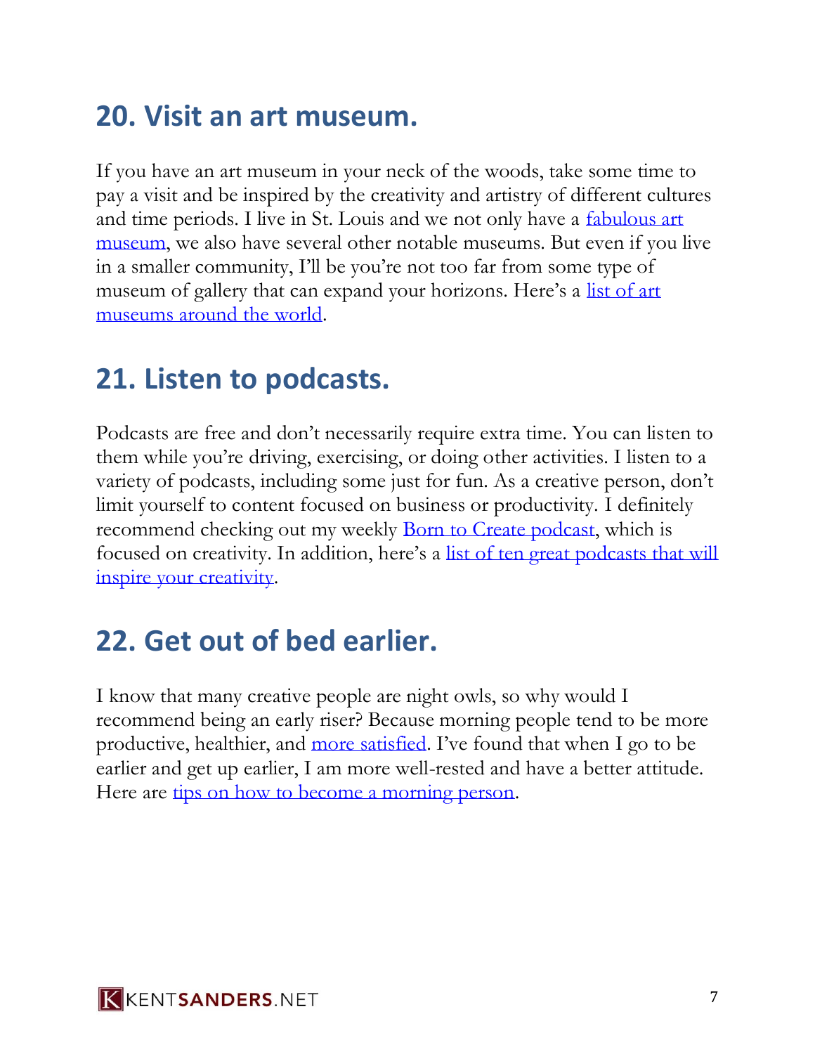## 20. Visit an art museum.

If you have an art museum in your neck of the woods, take some time to pay a visit and be inspired by the creativity and artistry of different cultures and time periods. I live in St. Louis and we not only have a [fabulous art museum](), we also have several other notable museums. But even if you live in a smaller community, I'll be you're not too far from some type of museum of gallery that can expand your horizons. Here's a [list of art museums around the world]().

## 21. Listen to podcasts.

Podcasts are free and don't necessarily require extra time. You can listen to them while you're driving, exercising, or doing other activities. I listen to a variety of podcasts, including some just for fun. As a creative person, don't limit yourself to content focused on business or productivity. I definitely recommend checking out my weekly [Born to Create podcast](), which is focused on creativity. In addition, here's a [list of ten great podcasts that will inspire your creativity]().

## 22. Get out of bed earlier.

I know that many creative people are night owls, so why would I recommend being an early riser? Because morning people tend to be more productive, healthier, and [more satisfied](). I've found that when I go to be earlier and get up earlier, I am more well-rested and have a better attitude. Here are [tips on how to become a morning person]().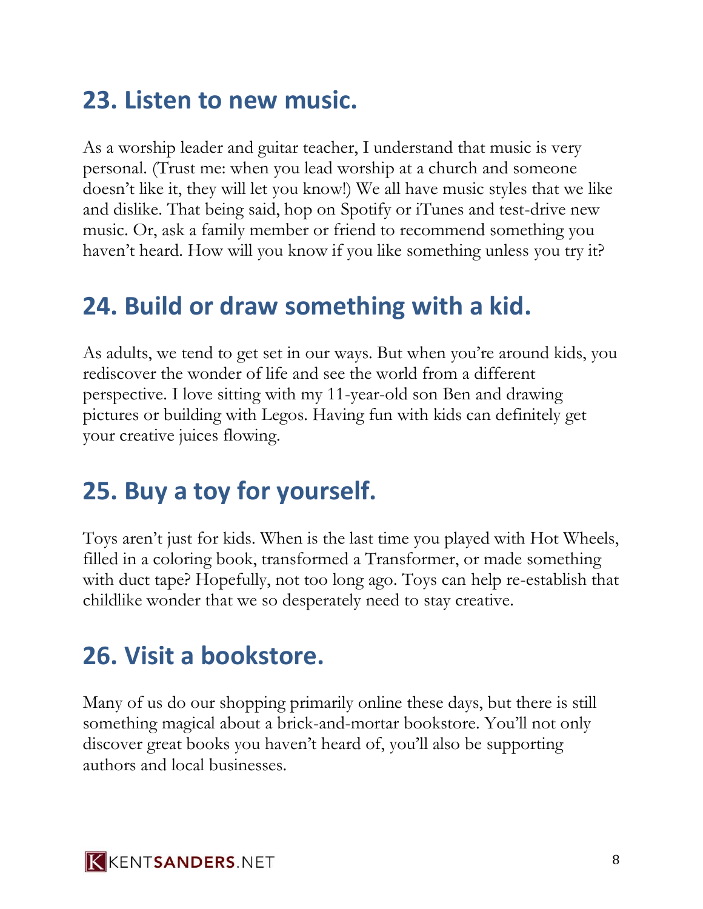## 23. Listen to new music.

As a worship leader and guitar teacher, I understand that music is very personal. (Trust me: when you lead worship at a church and someone doesn't like it, they will let you know!) We all have music styles that we like and dislike. That being said, hop on Spotify or iTunes and test-drive new music. Or, ask a family member or friend to recommend something you haven't heard. How will you know if you like something unless you try it?

## 24. Build or draw something with a kid.

As adults, we tend to get set in our ways. But when you're around kids, you rediscover the wonder of life and see the world from a different perspective. I love sitting with my 11-year-old son Ben and drawing pictures or building with Legos. Having fun with kids can definitely get your creative juices flowing.

## 25. Buy a toy for yourself.

Toys aren't just for kids. When is the last time you played with Hot Wheels, filled in a coloring book, transformed a Transformer, or made something with duct tape? Hopefully, not too long ago. Toys can help re-establish that childlike wonder that we so desperately need to stay creative.

## 26. Visit a bookstore.

Many of us do our shopping primarily online these days, but there is still something magical about a brick-and-mortar bookstore. You'll not only discover great books you haven't heard of, you'll also be supporting authors and local businesses.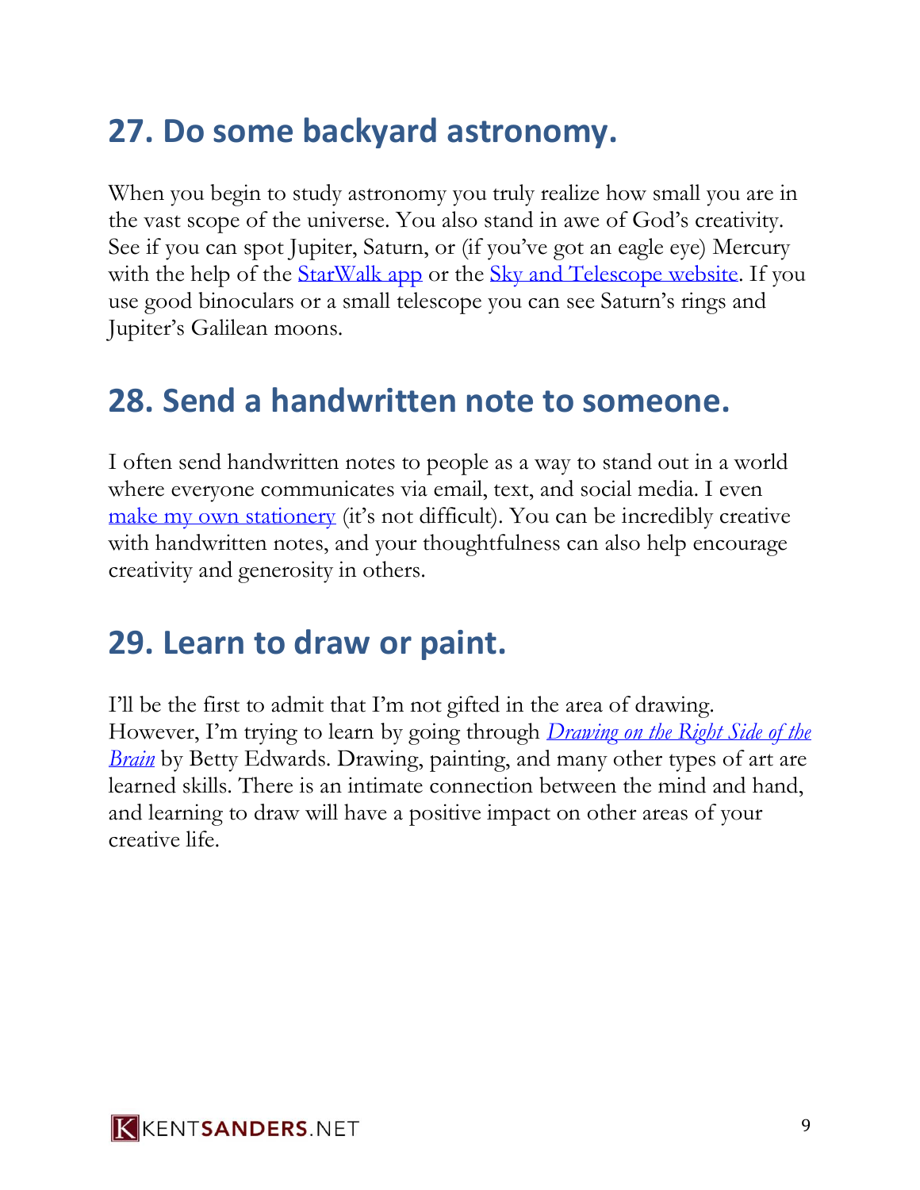## 27. Do some backyard astronomy.

When you begin to study astronomy you truly realize how small you are in the vast scope of the universe. You also stand in awe of God's creativity. See if you can spot Jupiter, Saturn, or (if you've got an eagle eye) Mercury with the help of the StarWalk app or the Sky and Telescope website. If you use good binoculars or a small telescope you can see Saturn's rings and Jupiter's Galilean moons.

## 28. Send a handwritten note to someone.

I often send handwritten notes to people as a way to stand out in a world where everyone communicates via email, text, and social media. I even make my own stationery (it's not difficult). You can be incredibly creative with handwritten notes, and your thoughtfulness can also help encourage creativity and generosity in others.

## 29. Learn to draw or paint.

I'll be the first to admit that I'm not gifted in the area of drawing. However, I'm trying to learn by going through *Drawing on the Right Side of the Brain* by Betty Edwards. Drawing, painting, and many other types of art are learned skills. There is an intimate connection between the mind and hand, and learning to draw will have a positive impact on other areas of your creative life.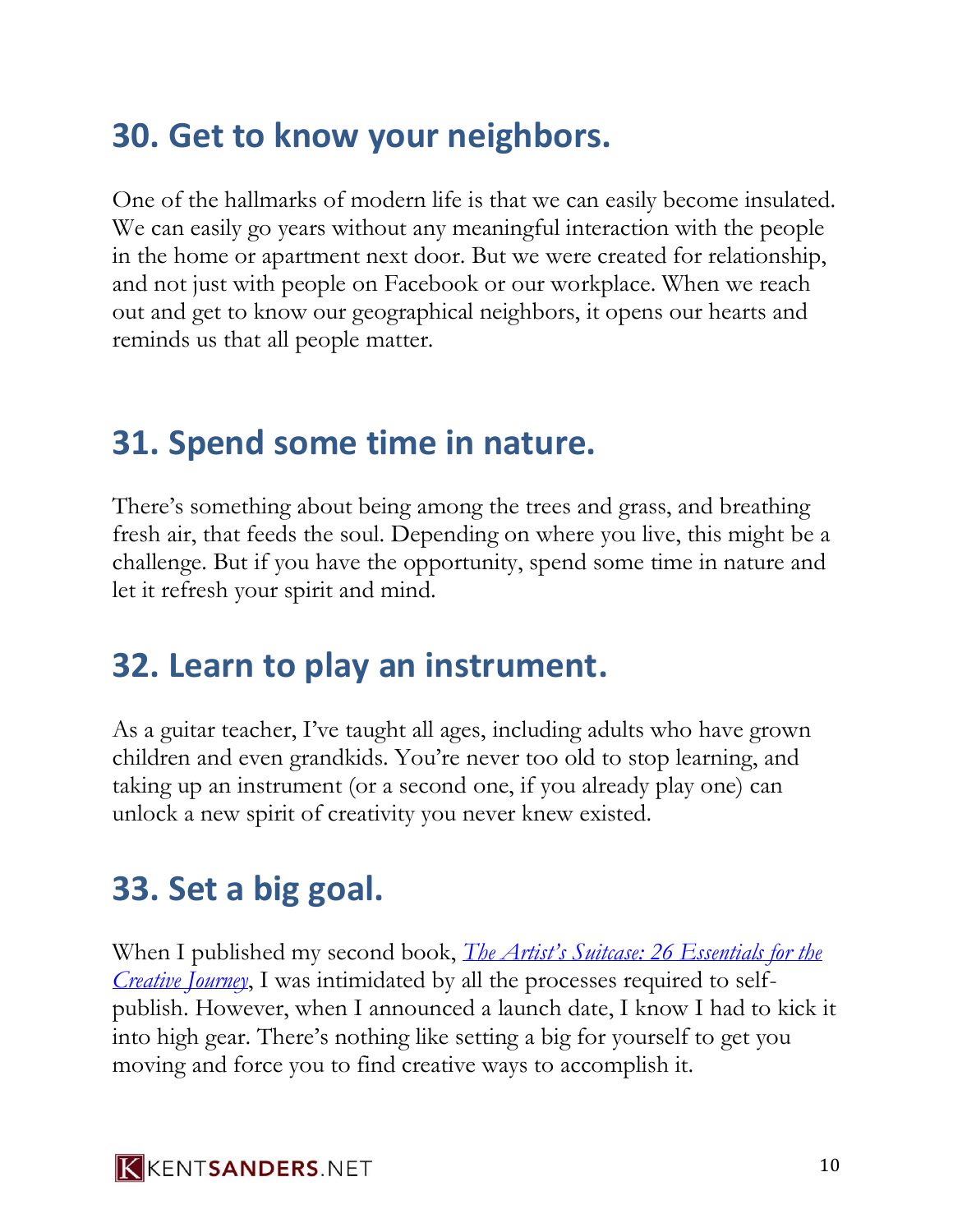## 30. Get to know your neighbors.

One of the hallmarks of modern life is that we can easily become insulated. We can easily go years without any meaningful interaction with the people in the home or apartment next door. But we were created for relationship, and not just with people on Facebook or our workplace. When we reach out and get to know our geographical neighbors, it opens our hearts and reminds us that all people matter.

## 31. Spend some time in nature.

There's something about being among the trees and grass, and breathing fresh air, that feeds the soul. Depending on where you live, this might be a challenge. But if you have the opportunity, spend some time in nature and let it refresh your spirit and mind.

## 32. Learn to play an instrument.

As a guitar teacher, I've taught all ages, including adults who have grown children and even grandkids. You're never too old to stop learning, and taking up an instrument (or a second one, if you already play one) can unlock a new spirit of creativity you never knew existed.

## 33. Set a big goal.

When I published my second book, *The Artist's Suitcase: 26 Essentials for the Creative Journey*, I was intimidated by all the processes required to self-publish. However, when I announced a launch date, I know I had to kick it into high gear. There's nothing like setting a big for yourself to get you moving and force you to find creative ways to accomplish it.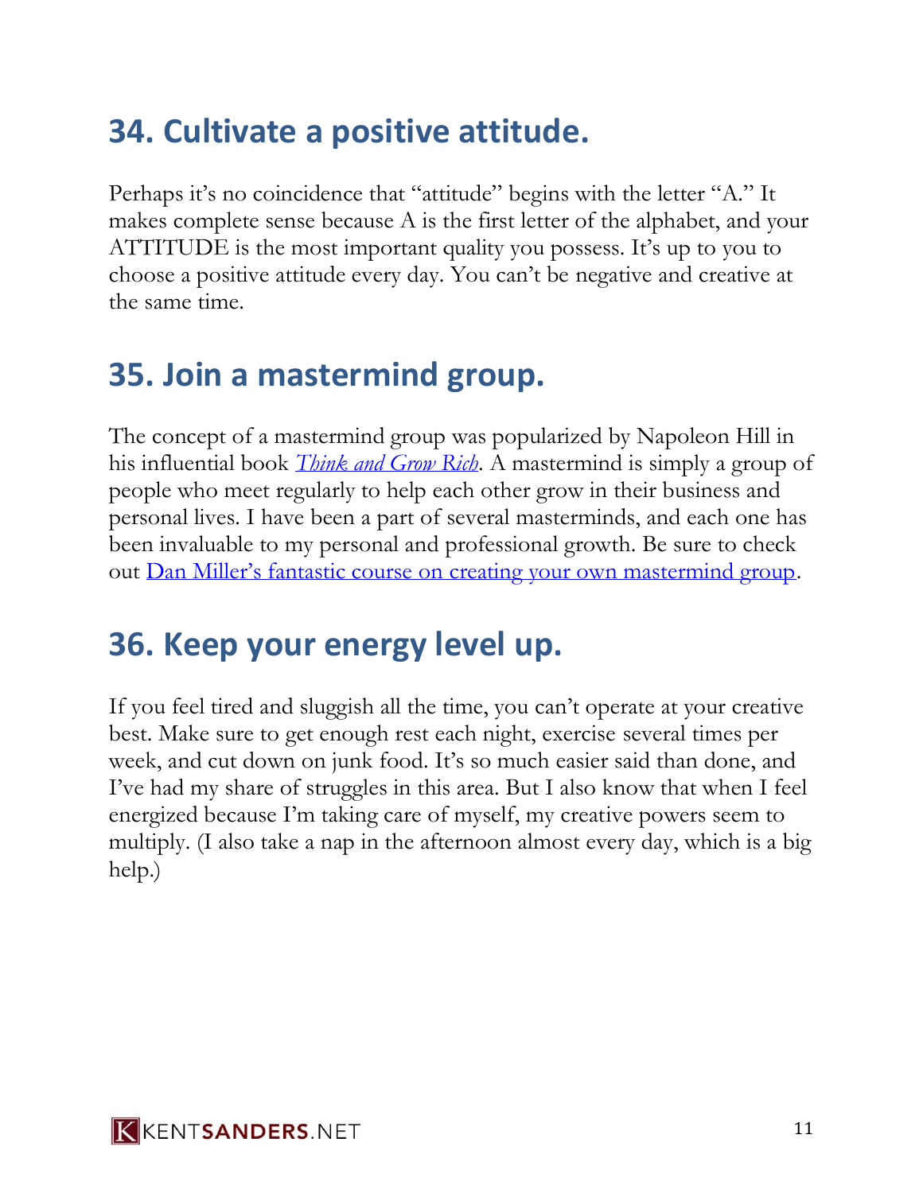## 34. Cultivate a positive attitude.

Perhaps it's no coincidence that "attitude" begins with the letter "A." It makes complete sense because A is the first letter of the alphabet, and your ATTITUDE is the most important quality you possess. It's up to you to choose a positive attitude every day. You can't be negative and creative at the same time.

## 35. Join a mastermind group.

The concept of a mastermind group was popularized by Napoleon Hill in his influential book *Think and Grow Rich*. A mastermind is simply a group of people who meet regularly to help each other grow in their business and personal lives. I have been a part of several masterminds, and each one has been invaluable to my personal and professional growth. Be sure to check out Dan Miller's fantastic course on creating your own mastermind group.

## 36. Keep your energy level up.

If you feel tired and sluggish all the time, you can't operate at your creative best. Make sure to get enough rest each night, exercise several times per week, and cut down on junk food. It's so much easier said than done, and I've had my share of struggles in this area. But I also know that when I feel energized because I'm taking care of myself, my creative powers seem to multiply. (I also take a nap in the afternoon almost every day, which is a big help.)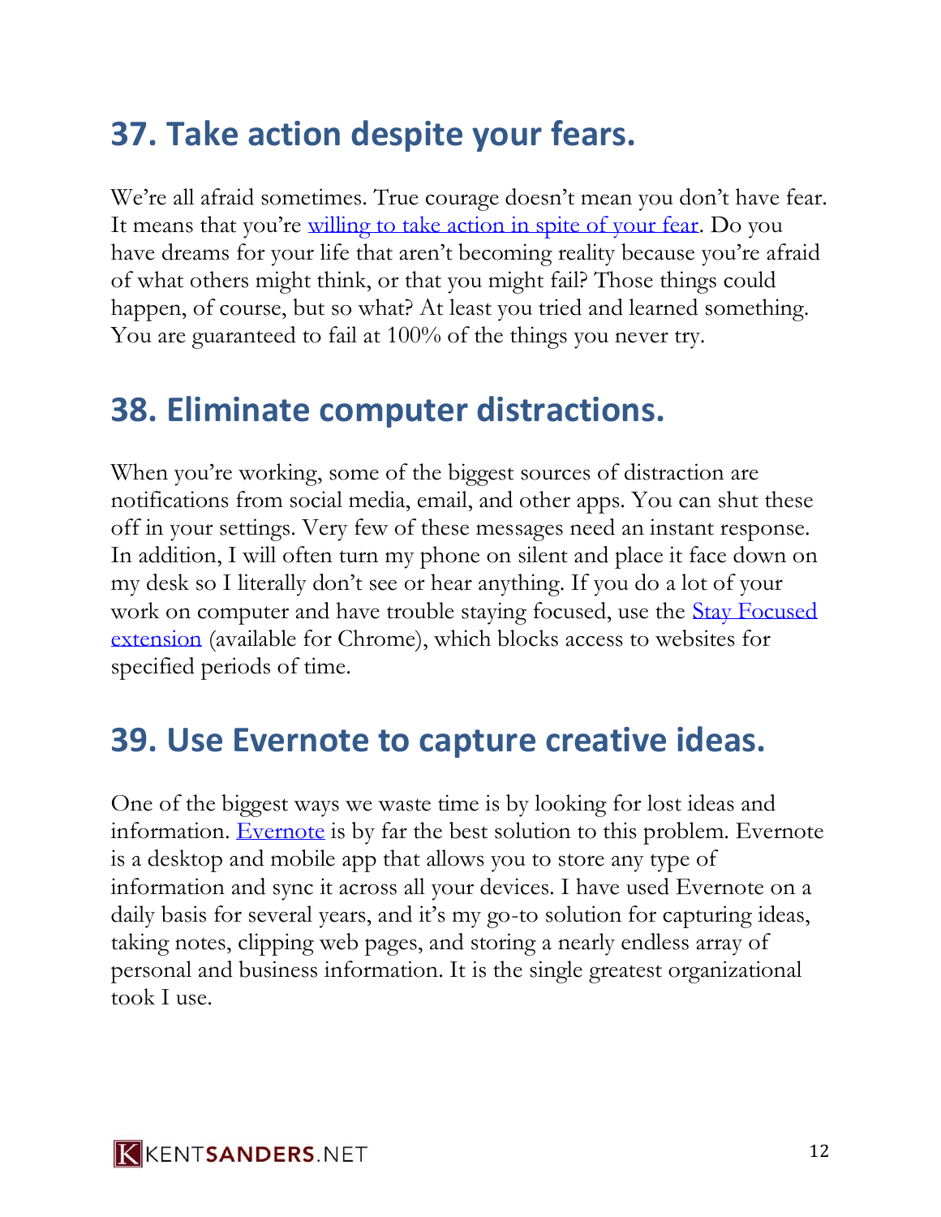## 37. Take action despite your fears.

We're all afraid sometimes. True courage doesn't mean you don't have fear. It means that you're willing to take action in spite of your fear. Do you have dreams for your life that aren't becoming reality because you're afraid of what others might think, or that you might fail? Those things could happen, of course, but so what? At least you tried and learned something. You are guaranteed to fail at 100% of the things you never try.

## 38. Eliminate computer distractions.

When you're working, some of the biggest sources of distraction are notifications from social media, email, and other apps. You can shut these off in your settings. Very few of these messages need an instant response. In addition, I will often turn my phone on silent and place it face down on my desk so I literally don't see or hear anything. If you do a lot of your work on computer and have trouble staying focused, use the Stay Focused extension (available for Chrome), which blocks access to websites for specified periods of time.

## 39. Use Evernote to capture creative ideas.

One of the biggest ways we waste time is by looking for lost ideas and information. Evernote is by far the best solution to this problem. Evernote is a desktop and mobile app that allows you to store any type of information and sync it across all your devices. I have used Evernote on a daily basis for several years, and it's my go-to solution for capturing ideas, taking notes, clipping web pages, and storing a nearly endless array of personal and business information. It is the single greatest organizational took I use.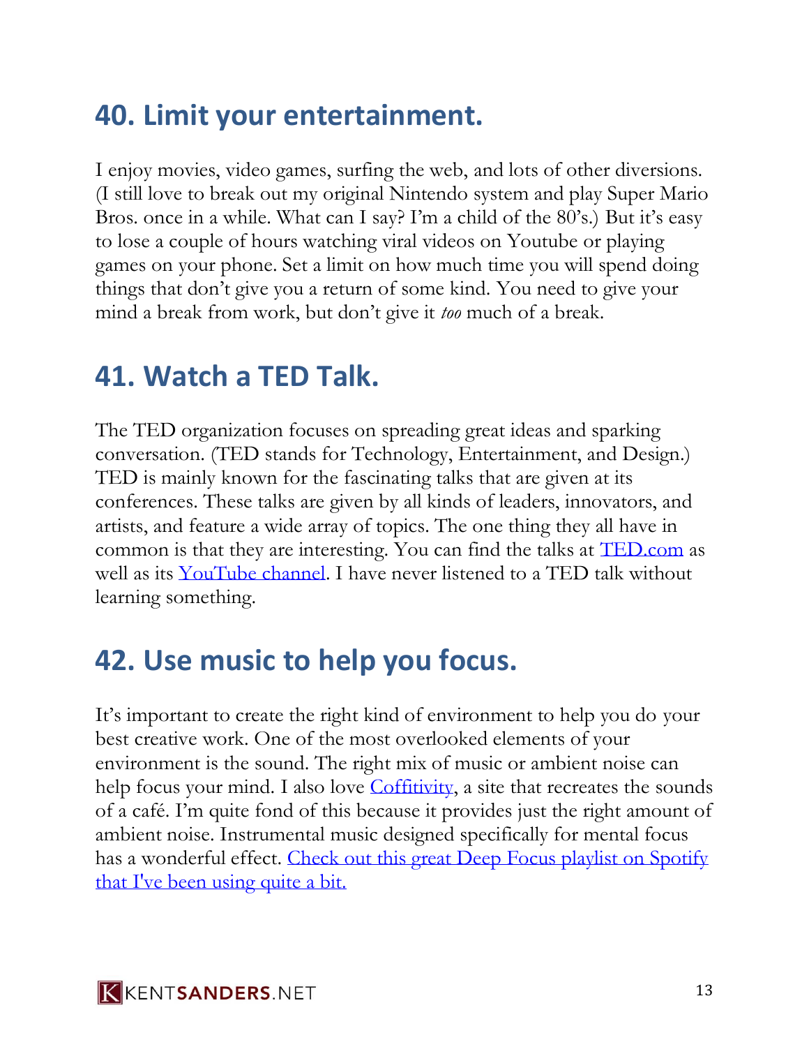## 40. Limit your entertainment.

I enjoy movies, video games, surfing the web, and lots of other diversions. (I still love to break out my original Nintendo system and play Super Mario Bros. once in a while. What can I say? I'm a child of the 80's.) But it's easy to lose a couple of hours watching viral videos on Youtube or playing games on your phone. Set a limit on how much time you will spend doing things that don't give you a return of some kind. You need to give your mind a break from work, but don't give it *too* much of a break.

## 41. Watch a TED Talk.

The TED organization focuses on spreading great ideas and sparking conversation. (TED stands for Technology, Entertainment, and Design.) TED is mainly known for the fascinating talks that are given at its conferences. These talks are given by all kinds of leaders, innovators, and artists, and feature a wide array of topics. The one thing they all have in common is that they are interesting. You can find the talks at TED.com as well as its YouTube channel. I have never listened to a TED talk without learning something.

## 42. Use music to help you focus.

It's important to create the right kind of environment to help you do your best creative work. One of the most overlooked elements of your environment is the sound. The right mix of music or ambient noise can help focus your mind. I also love Coffitivity, a site that recreates the sounds of a café. I'm quite fond of this because it provides just the right amount of ambient noise. Instrumental music designed specifically for mental focus has a wonderful effect. Check out this great Deep Focus playlist on Spotify that I've been using quite a bit.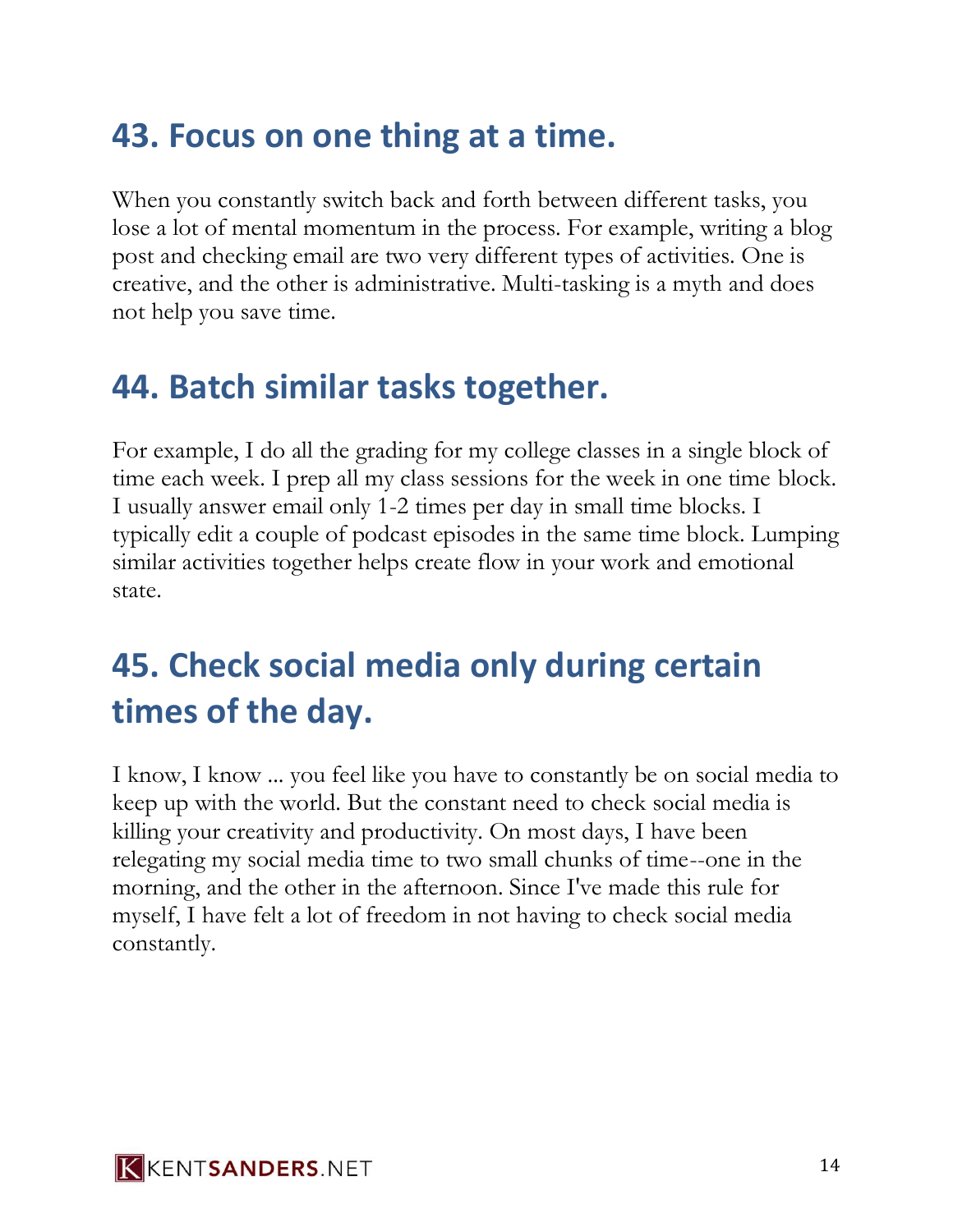## 43. Focus on one thing at a time.

When you constantly switch back and forth between different tasks, you lose a lot of mental momentum in the process. For example, writing a blog post and checking email are two very different types of activities. One is creative, and the other is administrative. Multi-tasking is a myth and does not help you save time.

## 44. Batch similar tasks together.

For example, I do all the grading for my college classes in a single block of time each week. I prep all my class sessions for the week in one time block. I usually answer email only 1-2 times per day in small time blocks. I typically edit a couple of podcast episodes in the same time block. Lumping similar activities together helps create flow in your work and emotional state.

## 45. Check social media only during certain times of the day.

I know, I know ... you feel like you have to constantly be on social media to keep up with the world. But the constant need to check social media is killing your creativity and productivity. On most days, I have been relegating my social media time to two small chunks of time--one in the morning, and the other in the afternoon. Since I've made this rule for myself, I have felt a lot of freedom in not having to check social media constantly.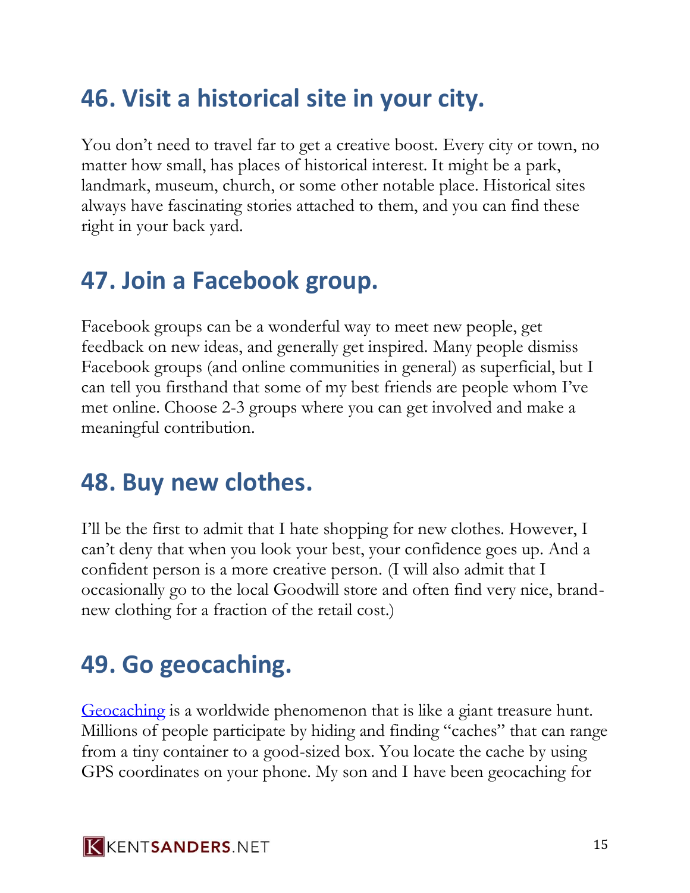## 46. Visit a historical site in your city.

You don't need to travel far to get a creative boost. Every city or town, no matter how small, has places of historical interest. It might be a park, landmark, museum, church, or some other notable place. Historical sites always have fascinating stories attached to them, and you can find these right in your back yard.

## 47. Join a Facebook group.

Facebook groups can be a wonderful way to meet new people, get feedback on new ideas, and generally get inspired. Many people dismiss Facebook groups (and online communities in general) as superficial, but I can tell you firsthand that some of my best friends are people whom I've met online. Choose 2-3 groups where you can get involved and make a meaningful contribution.

## 48. Buy new clothes.

I'll be the first to admit that I hate shopping for new clothes. However, I can't deny that when you look your best, your confidence goes up. And a confident person is a more creative person. (I will also admit that I occasionally go to the local Goodwill store and often find very nice, brand-new clothing for a fraction of the retail cost.)

## 49. Go geocaching.

Geocaching is a worldwide phenomenon that is like a giant treasure hunt. Millions of people participate by hiding and finding "caches" that can range from a tiny container to a good-sized box. You locate the cache by using GPS coordinates on your phone. My son and I have been geocaching for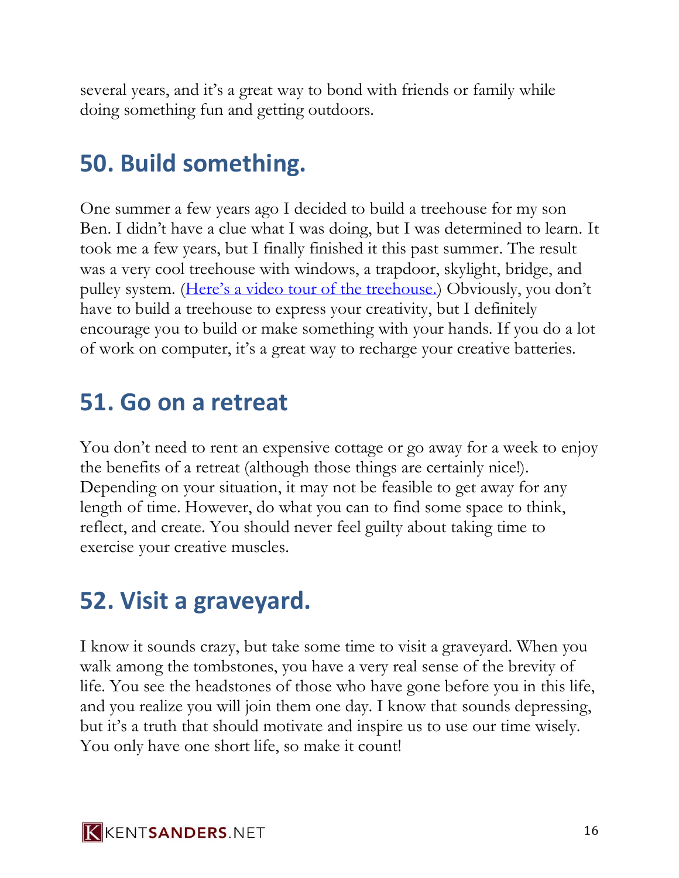several years, and it's a great way to bond with friends or family while doing something fun and getting outdoors.

## 50. Build something.

One summer a few years ago I decided to build a treehouse for my son Ben. I didn't have a clue what I was doing, but I was determined to learn. It took me a few years, but I finally finished it this past summer. The result was a very cool treehouse with windows, a trapdoor, skylight, bridge, and pulley system. (Here's a video tour of the treehouse.) Obviously, you don't have to build a treehouse to express your creativity, but I definitely encourage you to build or make something with your hands. If you do a lot of work on computer, it's a great way to recharge your creative batteries.

## 51. Go on a retreat

You don't need to rent an expensive cottage or go away for a week to enjoy the benefits of a retreat (although those things are certainly nice!). Depending on your situation, it may not be feasible to get away for any length of time. However, do what you can to find some space to think, reflect, and create. You should never feel guilty about taking time to exercise your creative muscles.

## 52. Visit a graveyard.

I know it sounds crazy, but take some time to visit a graveyard. When you walk among the tombstones, you have a very real sense of the brevity of life. You see the headstones of those who have gone before you in this life, and you realize you will join them one day. I know that sounds depressing, but it's a truth that should motivate and inspire us to use our time wisely. You only have one short life, so make it count!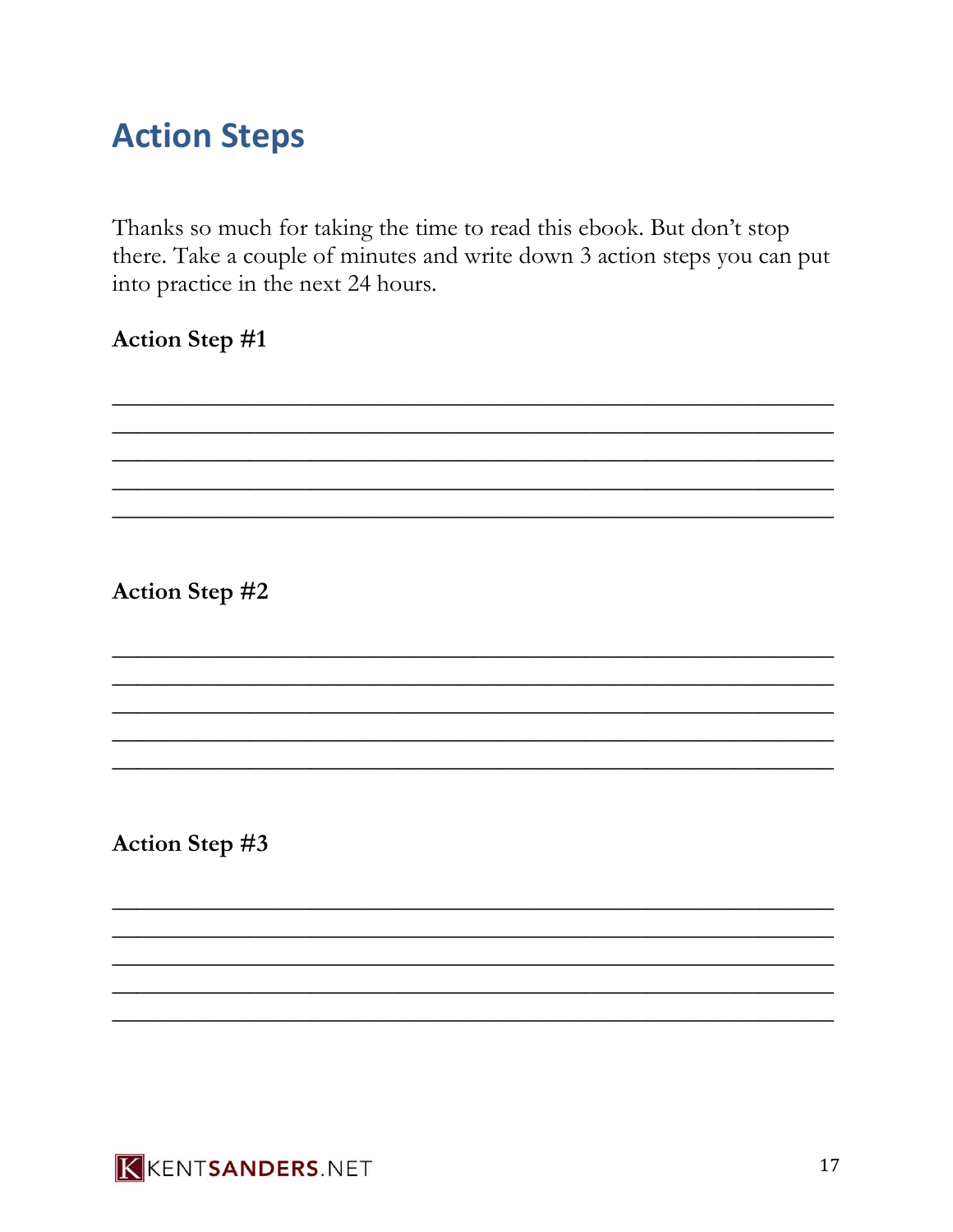## Action Steps

Thanks so much for taking the time to read this ebook. But don't stop there. Take a couple of minutes and write down 3 action steps you can put into practice in the next 24 hours.

**Action Step #1**

_______________________________________________________________

_______________________________________________________________

_______________________________________________________________

_______________________________________________________________

_______________________________________________________________

**Action Step #2**

_______________________________________________________________

_______________________________________________________________

_______________________________________________________________

_______________________________________________________________

_______________________________________________________________

**Action Step #3**

_______________________________________________________________

_______________________________________________________________

_______________________________________________________________

_______________________________________________________________

_______________________________________________________________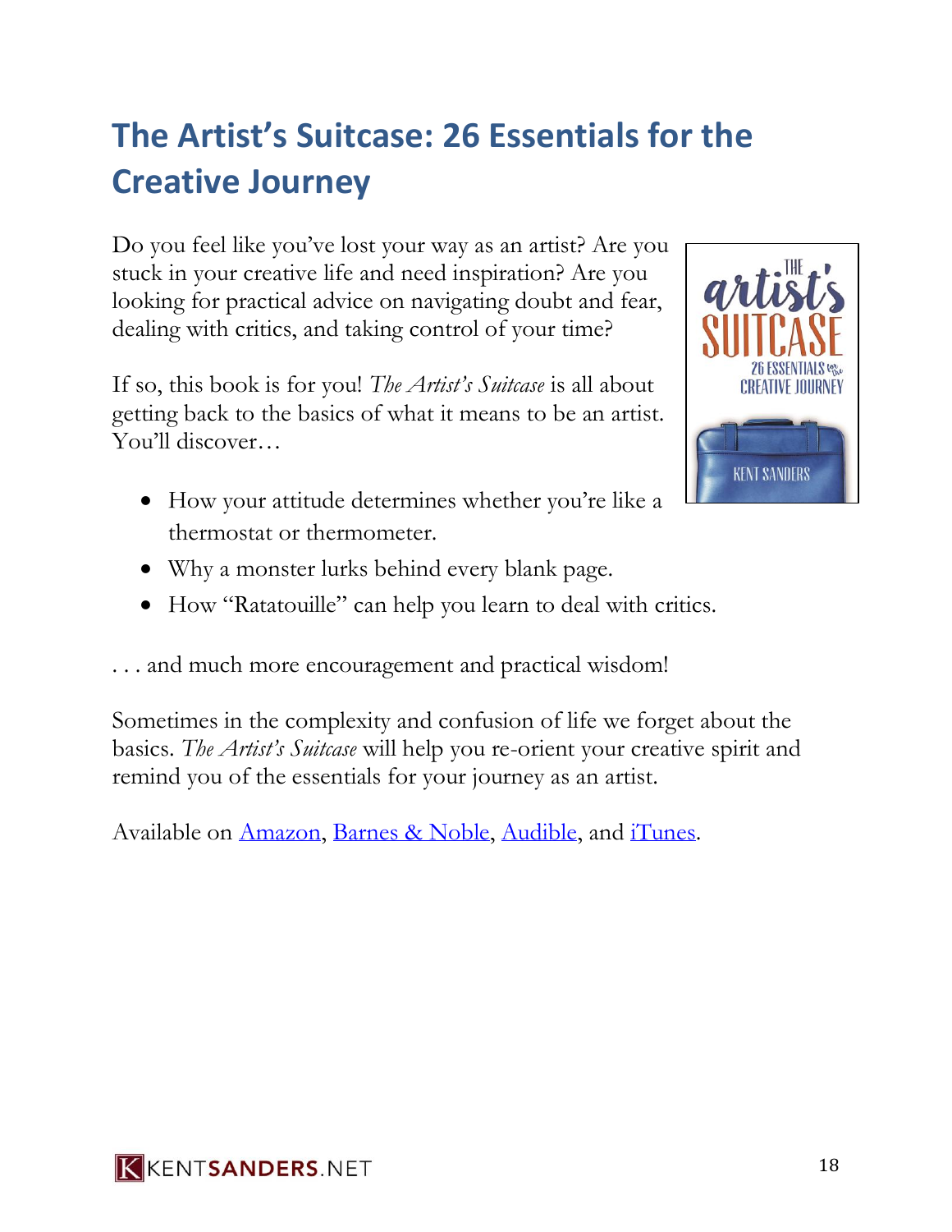## The Artist's Suitcase: 26 Essentials for the Creative Journey

Do you feel like you've lost your way as an artist? Are you stuck in your creative life and need inspiration? Are you looking for practical advice on navigating doubt and fear, dealing with critics, and taking control of your time?

If so, this book is for you! *The Artist's Suitcase* is all about getting back to the basics of what it means to be an artist. You'll discover…

- How your attitude determines whether you're like a thermostat or thermometer.
- Why a monster lurks behind every blank page.
- How "Ratatouille" can help you learn to deal with critics.

. . . and much more encouragement and practical wisdom!

Sometimes in the complexity and confusion of life we forget about the basics. *The Artist's Suitcase* will help you re-orient your creative spirit and remind you of the essentials for your journey as an artist.

Available on Amazon, Barnes & Noble, Audible, and iTunes.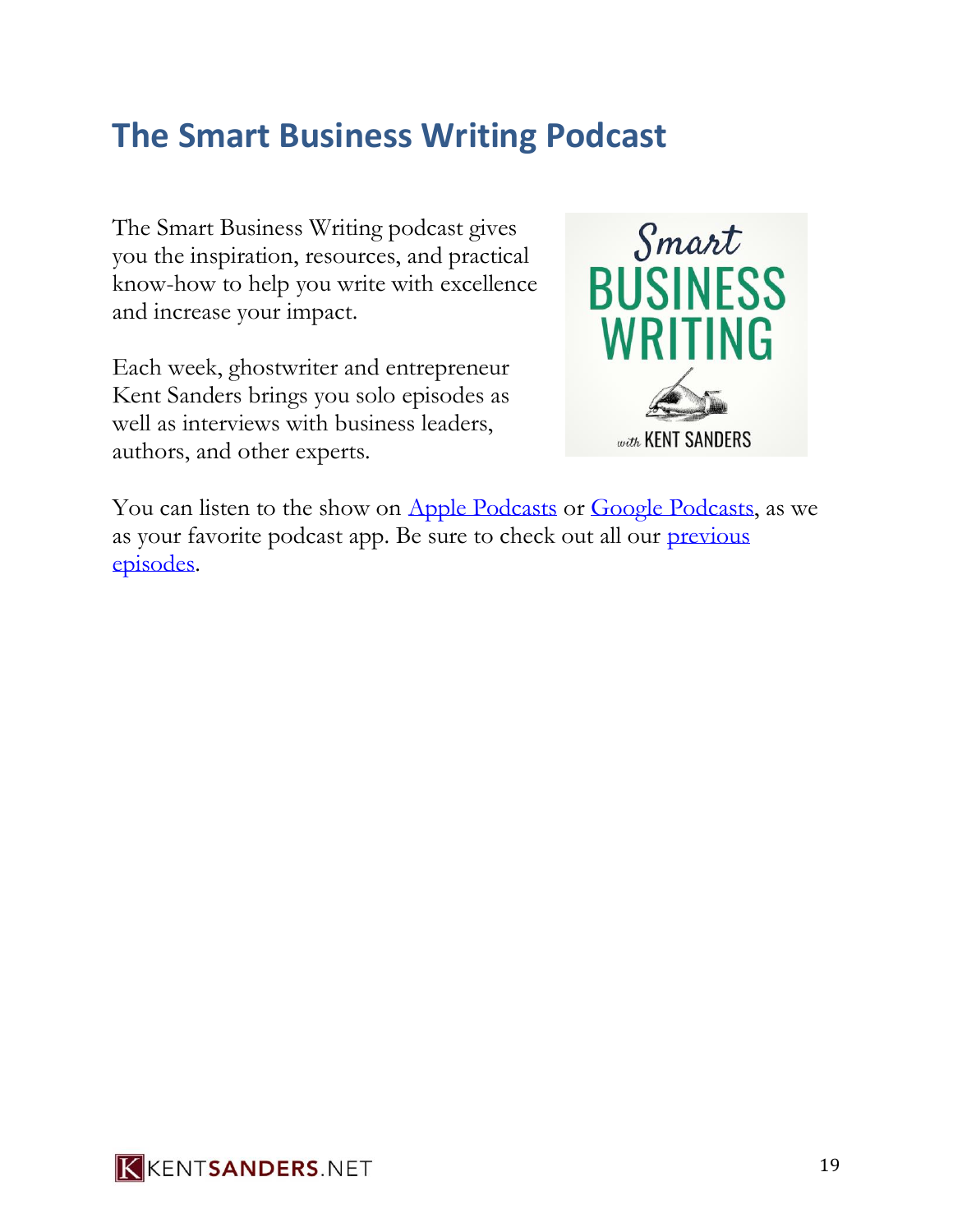# The Smart Business Writing Podcast

The Smart Business Writing podcast gives you the inspiration, resources, and practical know-how to help you write with excellence and increase your impact.

Each week, ghostwriter and entrepreneur Kent Sanders brings you solo episodes as well as interviews with business leaders, authors, and other experts.

You can listen to the show on Apple Podcasts or Google Podcasts, as we as your favorite podcast app. Be sure to check out all our previous episodes.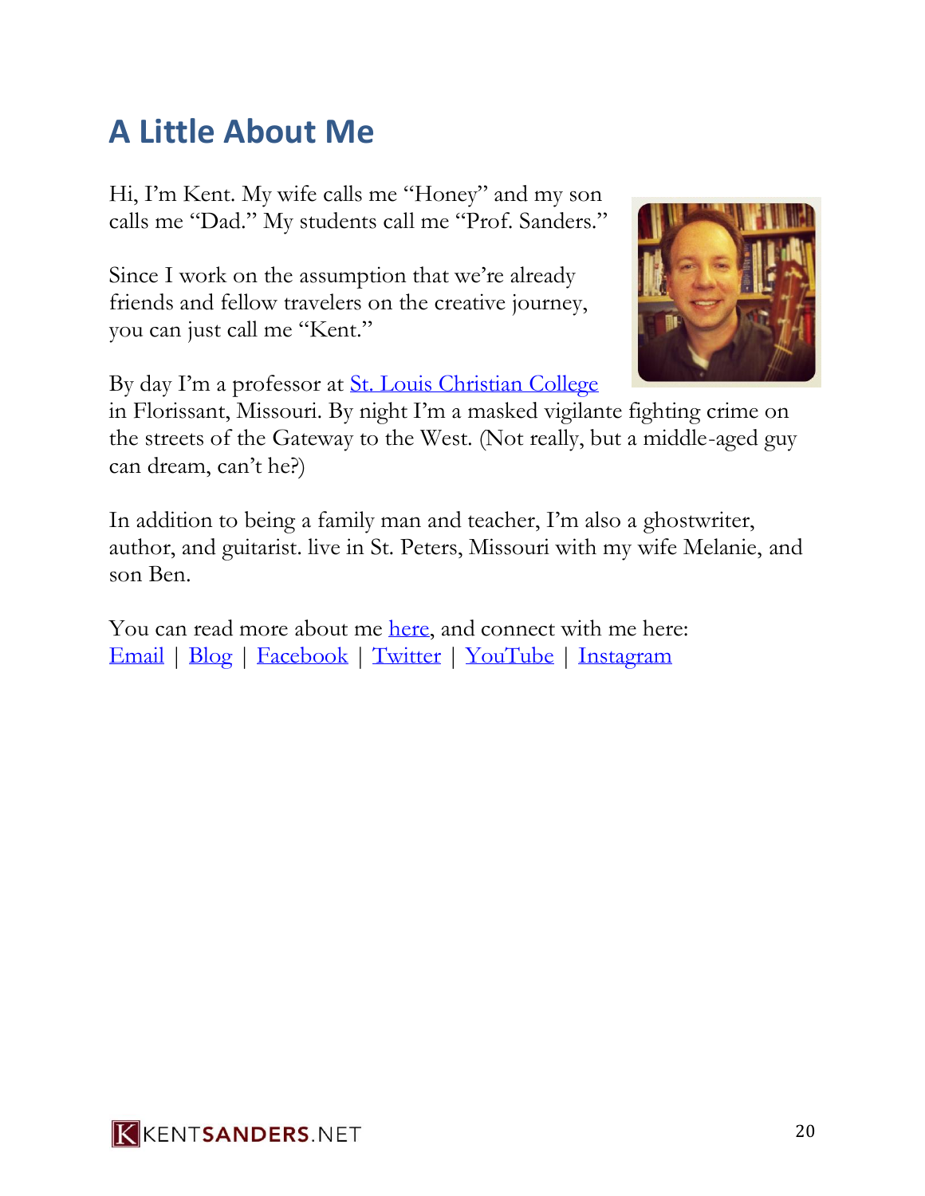## A Little About Me

Hi, I'm Kent. My wife calls me "Honey" and my son calls me "Dad." My students call me "Prof. Sanders."

Since I work on the assumption that we're already friends and fellow travelers on the creative journey, you can just call me "Kent."

By day I'm a professor at St. Louis Christian College in Florissant, Missouri. By night I'm a masked vigilante fighting crime on the streets of the Gateway to the West. (Not really, but a middle-aged guy can dream, can't he?)

In addition to being a family man and teacher, I'm also a ghostwriter, author, and guitarist. live in St. Peters, Missouri with my wife Melanie, and son Ben.

You can read more about me here, and connect with me here:
Email | Blog | Facebook | Twitter | YouTube | Instagram